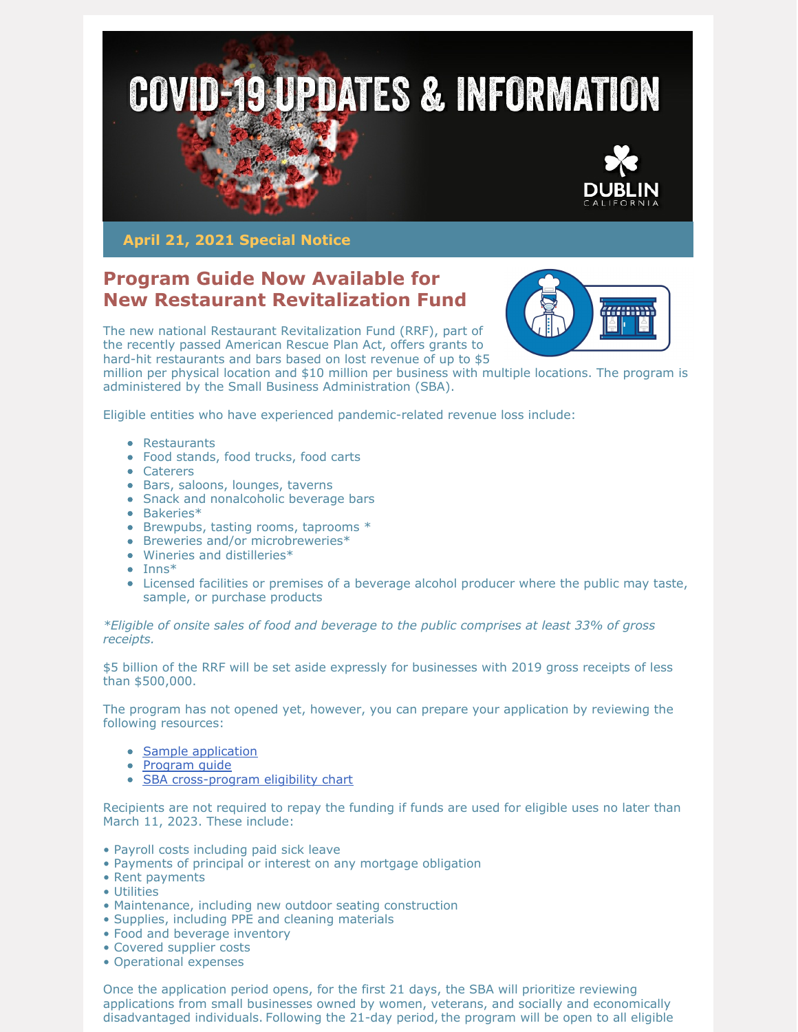# COVID-19 UPDATES & INFORMATION

DUBLIN CALIFORNIA

**April 21, 2021 Special Notice**

## Program Guide Now Available for New Restaurant Revitalization Fund

The new national Restaurant Revitalization Fund (RRF), part of the recently passed American Rescue Plan Act, offers grants to hard-hit restaurants and bars based on lost revenue of up to $5 million per physical location and $10 million per business with multiple locations. The program is administered by the Small Business Administration (SBA).

Eligible entities who have experienced pandemic-related revenue loss include:

- Restaurants
- Food stands, food trucks, food carts
- Caterers
- Bars, saloons, lounges, taverns
- Snack and nonalcoholic beverage bars
- Bakeries*
- Brewpubs, tasting rooms, taprooms *
- Breweries and/or microbreweries*
- Wineries and distilleries*
- Inns*
- Licensed facilities or premises of a beverage alcohol producer where the public may taste, sample, or purchase products

*\*Eligible of onsite sales of food and beverage to the public comprises at least 33% of gross receipts.*

$5 billion of the RRF will be set aside expressly for businesses with 2019 gross receipts of less than $500,000.

The program has not opened yet, however, you can prepare your application by reviewing the following resources:

- Sample application
- Program guide
- SBA cross-program eligibility chart

Recipients are not required to repay the funding if funds are used for eligible uses no later than March 11, 2023. These include:

- Payroll costs including paid sick leave
- Payments of principal or interest on any mortgage obligation
- Rent payments
- Utilities
- Maintenance, including new outdoor seating construction
- Supplies, including PPE and cleaning materials
- Food and beverage inventory
- Covered supplier costs
- Operational expenses

Once the application period opens, for the first 21 days, the SBA will prioritize reviewing applications from small businesses owned by women, veterans, and socially and economically disadvantaged individuals. Following the 21-day period, the program will be open to all eligible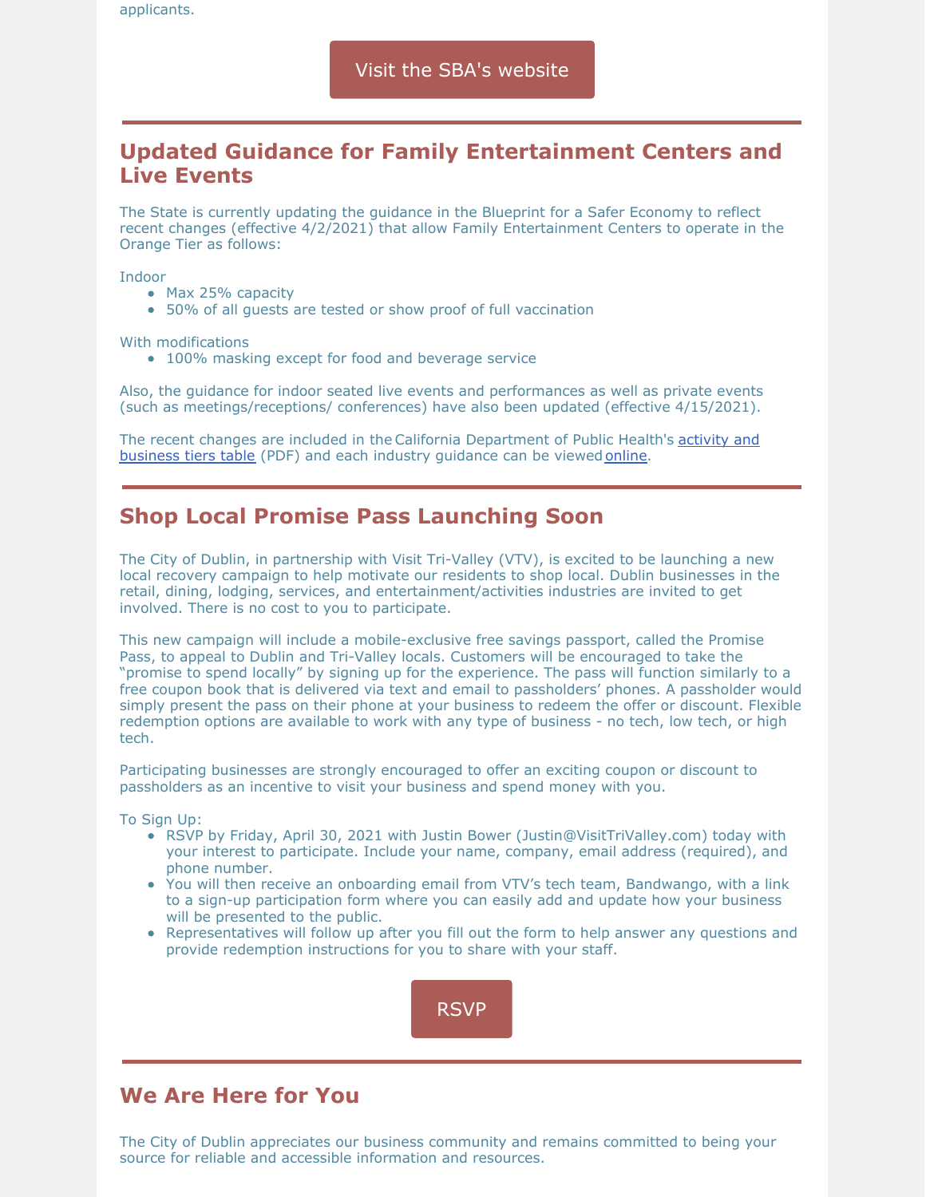applicants.

Visit the SBA's website

---

## Updated Guidance for Family Entertainment Centers and Live Events

The State is currently updating the guidance in the Blueprint for a Safer Economy to reflect recent changes (effective 4/2/2021) that allow Family Entertainment Centers to operate in the Orange Tier as follows:

Indoor

- Max 25% capacity
- 50% of all guests are tested or show proof of full vaccination

With modifications

- 100% masking except for food and beverage service

Also, the guidance for indoor seated live events and performances as well as private events (such as meetings/receptions/ conferences) have also been updated (effective 4/15/2021).

The recent changes are included in the California Department of Public Health's activity and business tiers table (PDF) and each industry guidance can be viewed online.

---

## Shop Local Promise Pass Launching Soon

The City of Dublin, in partnership with Visit Tri-Valley (VTV), is excited to be launching a new local recovery campaign to help motivate our residents to shop local. Dublin businesses in the retail, dining, lodging, services, and entertainment/activities industries are invited to get involved. There is no cost to you to participate.

This new campaign will include a mobile-exclusive free savings passport, called the Promise Pass, to appeal to Dublin and Tri-Valley locals. Customers will be encouraged to take the "promise to spend locally" by signing up for the experience. The pass will function similarly to a free coupon book that is delivered via text and email to passholders' phones. A passholder would simply present the pass on their phone at your business to redeem the offer or discount. Flexible redemption options are available to work with any type of business - no tech, low tech, or high tech.

Participating businesses are strongly encouraged to offer an exciting coupon or discount to passholders as an incentive to visit your business and spend money with you.

To Sign Up:

- RSVP by Friday, April 30, 2021 with Justin Bower (Justin@VisitTriValley.com) today with your interest to participate. Include your name, company, email address (required), and phone number.
- You will then receive an onboarding email from VTV's tech team, Bandwango, with a link to a sign-up participation form where you can easily add and update how your business will be presented to the public.
- Representatives will follow up after you fill out the form to help answer any questions and provide redemption instructions for you to share with your staff.

RSVP

---

## We Are Here for You

The City of Dublin appreciates our business community and remains committed to being your source for reliable and accessible information and resources.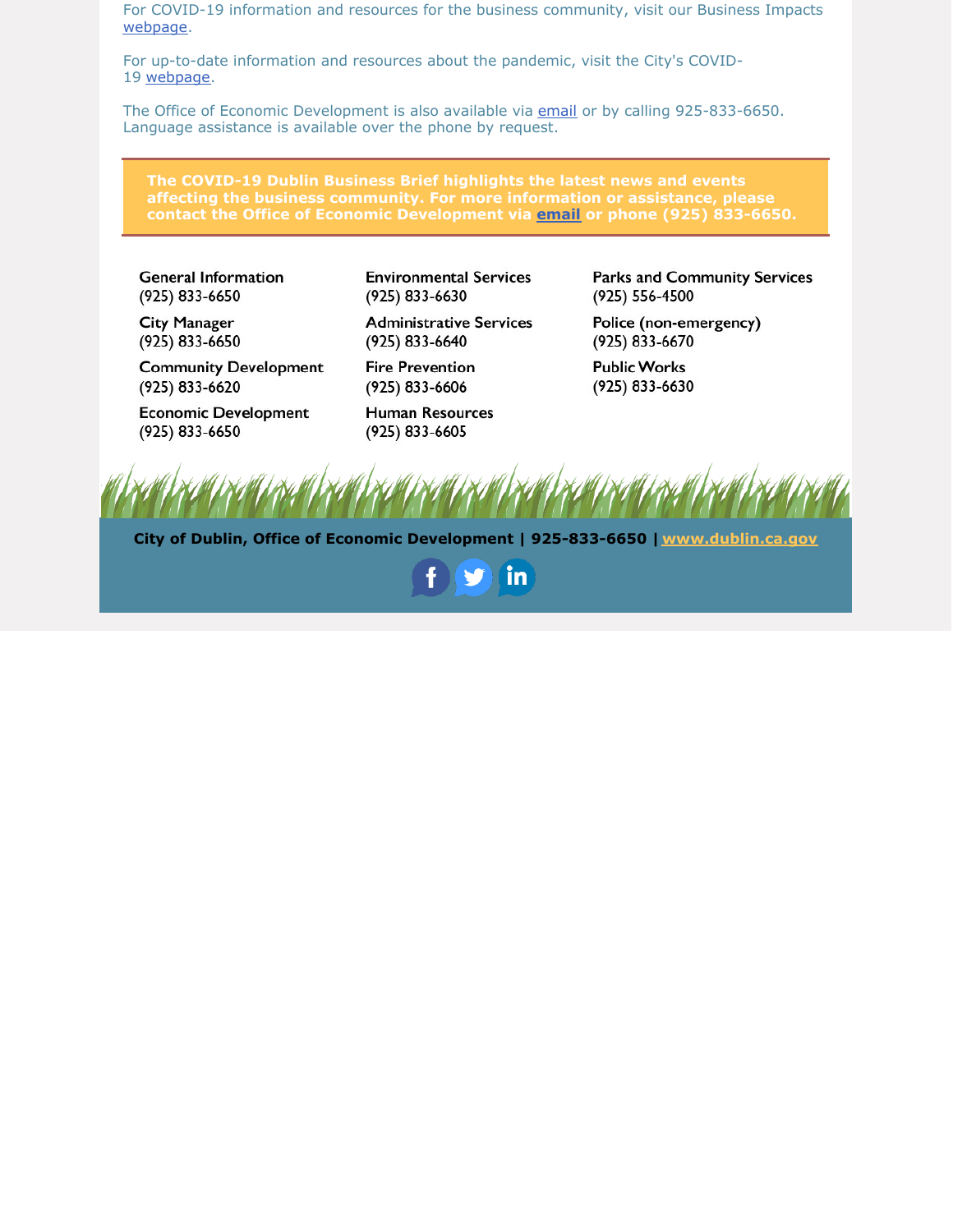For COVID-19 information and resources for the business community, visit our Business Impacts webpage.

For up-to-date information and resources about the pandemic, visit the City's COVID-19 webpage.

The Office of Economic Development is also available via email or by calling 925-833-6650. Language assistance is available over the phone by request.

**The COVID-19 Dublin Business Brief highlights the latest news and events affecting the business community. For more information or assistance, please contact the Office of Economic Development via email or phone (925) 833-6650.**

General Information
(925) 833-6650

City Manager
(925) 833-6650

Community Development
(925) 833-6620

Economic Development
(925) 833-6650

Environmental Services
(925) 833-6630

Administrative Services
(925) 833-6640

Fire Prevention
(925) 833-6606

Human Resources
(925) 833-6605

Parks and Community Services
(925) 556-4500

Police (non-emergency)
(925) 833-6670

Public Works
(925) 833-6630

**City of Dublin, Office of Economic Development | 925-833-6650 | www.dublin.ca.gov**